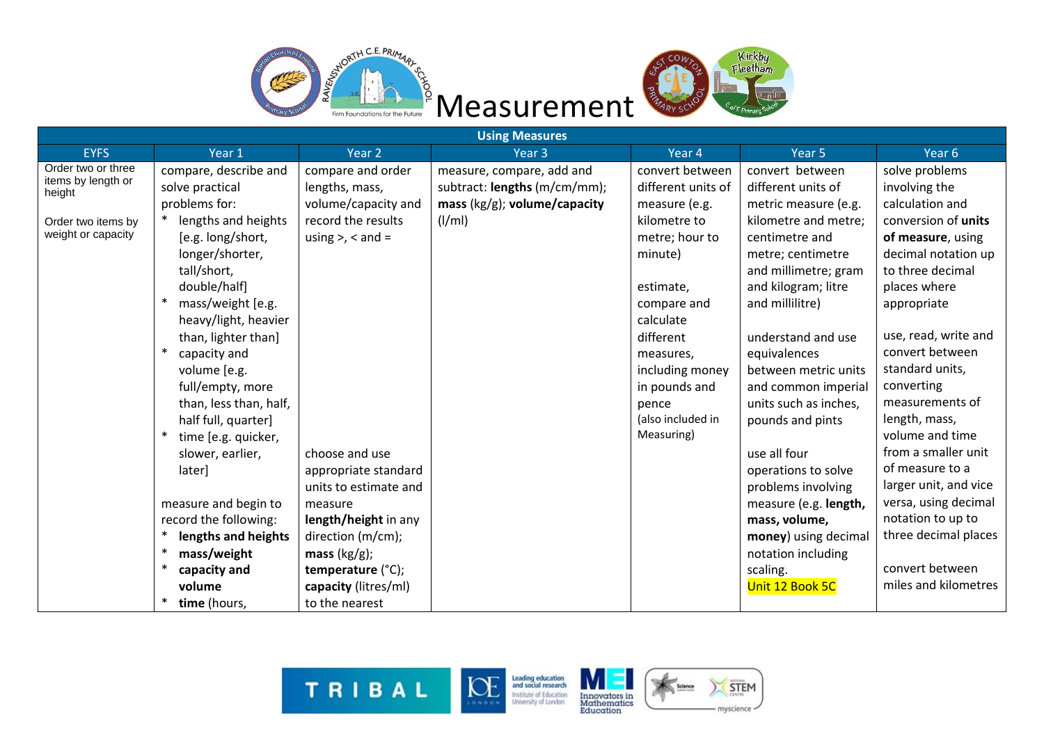# Measurement

| Using Measures | | | | | | |
|---|---|---|---|---|---|---|
| **EYFS** | **Year 1** | **Year 2** | **Year 3** | **Year 4** | **Year 5** | **Year 6** |
| Order two or three items by length or height<br><br>Order two items by weight or capacity | compare, describe and solve practical problems for:<br>* lengths and heights [e.g. long/short, longer/shorter, tall/short, double/half]<br>* mass/weight [e.g. heavy/light, heavier than, lighter than]<br>* capacity and volume [e.g. full/empty, more than, less than, half, half full, quarter]<br>* time [e.g. quicker, slower, earlier, later]<br><br>measure and begin to record the following:<br>* **lengths and heights**<br>* **mass/weight**<br>* **capacity and volume**<br>* **time** (hours, | compare and order lengths, mass, volume/capacity and record the results using >, < and =<br><br>choose and use appropriate standard units to estimate and measure **length/height** in any direction (m/cm); **mass** (kg/g); **temperature** (°C); **capacity** (litres/ml) to the nearest | measure, compare, add and subtract: **lengths** (m/cm/mm); **mass** (kg/g); **volume/capacity** (l/ml) | convert between different units of measure (e.g. kilometre to metre; hour to minute)<br><br>estimate, compare and calculate different measures, including money in pounds and pence (also included in Measuring) | convert between different units of metric measure (e.g. kilometre and metre; centimetre and metre; centimetre and millimetre; gram and kilogram; litre and millilitre)<br><br>understand and use equivalences between metric units and common imperial units such as inches, pounds and pints<br><br>use all four operations to solve problems involving measure (e.g. **length, mass, volume, money**) using decimal notation including scaling.<br>Unit 12 Book 5C | solve problems involving the calculation and conversion of **units of measure**, using decimal notation up to three decimal places where appropriate<br><br>use, read, write and convert between standard units, converting measurements of length, mass, volume and time from a smaller unit of measure to a larger unit, and vice versa, using decimal notation to up to three decimal places<br><br>convert between miles and kilometres |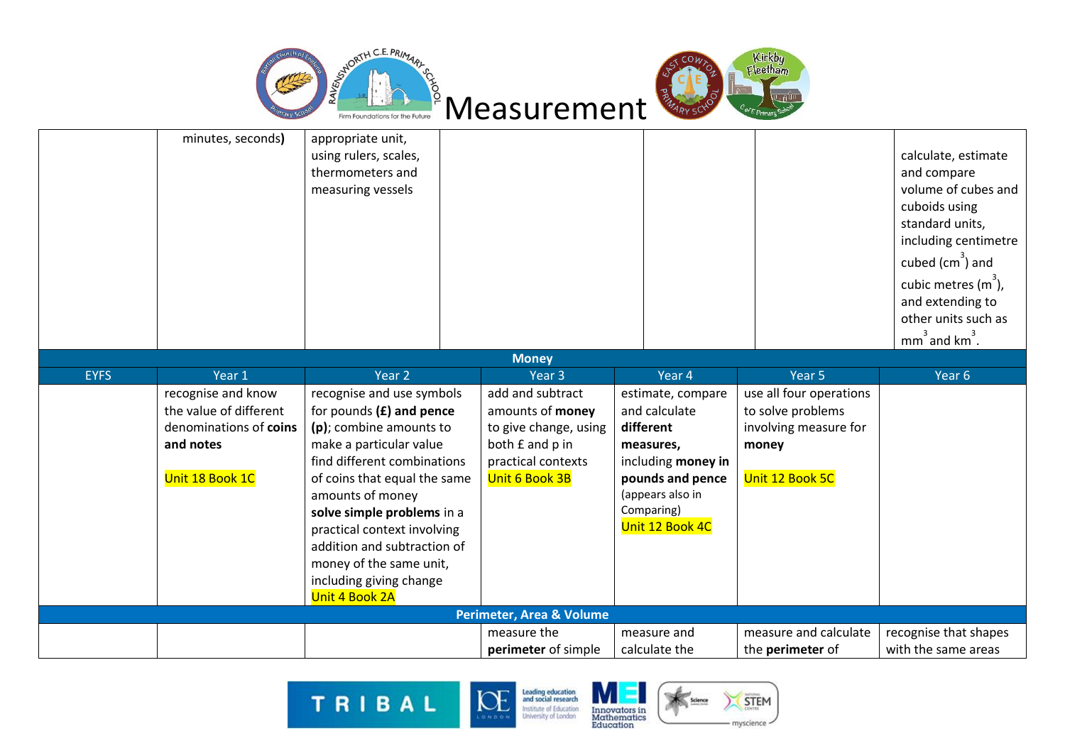# Measurement

| | | | | | | |
|---|---|---|---|---|---|---|
| | minutes, seconds**)** | appropriate unit, using rulers, scales, thermometers and measuring vessels | | | | calculate, estimate and compare volume of cubes and cuboids using standard units, including centimetre cubed ($cm^3$) and cubic metres ($m^3$), and extending to other units such as $mm^3$ and $km^3$. |

**Money**

| EYFS | Year 1 | Year 2 | Year 3 | Year 4 | Year 5 | Year 6 |
|---|---|---|---|---|---|---|
| | recognise and know the value of different denominations of **coins and notes**<br><br>Unit 18 Book 1C | recognise and use symbols for pounds **(£) and pence (p)**; combine amounts to make a particular value<br>find different combinations of coins that equal the same amounts of money<br>**solve simple problems** in a practical context involving addition and subtraction of money of the same unit, including giving change<br>Unit 4 Book 2A | add and subtract amounts of **money** to give change, using both £ and p in practical contexts<br>Unit 6 Book 3B | estimate, compare and calculate **different measures,** including **money in pounds and pence** (appears also in Comparing)<br>Unit 12 Book 4C | use all four operations to solve problems involving measure for **money**<br><br>Unit 12 Book 5C | |

**Perimeter, Area & Volume**

| | | | | | | |
|---|---|---|---|---|---|---|
| | | | measure the **perimeter** of simple | measure and calculate the | measure and calculate the **perimeter** of | recognise that shapes with the same areas |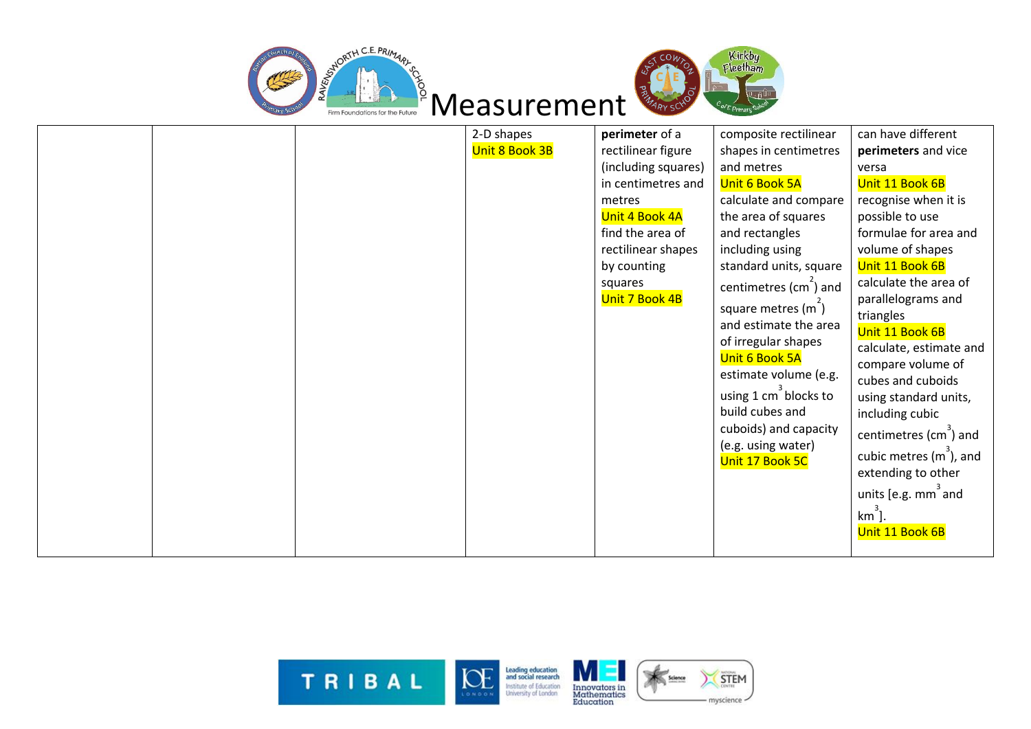# Measurement

| | | | | | | |
|---|---|---|---|---|---|---|
| | | | 2-D shapes<br>Unit 8 Book 3B | **perimeter** of a rectilinear figure (including squares) in centimetres and metres<br>Unit 4 Book 4A<br>find the area of rectilinear shapes by counting squares<br>Unit 7 Book 4B | composite rectilinear shapes in centimetres and metres<br>Unit 6 Book 5A<br>calculate and compare the area of squares and rectangles including using standard units, square centimetres ($cm^2$) and square metres ($m^2$) and estimate the area of irregular shapes<br>Unit 6 Book 5A<br>estimate volume (e.g. using 1 $cm^3$ blocks to build cubes and cuboids) and capacity (e.g. using water)<br>Unit 17 Book 5C | can have different **perimeters** and vice versa<br>Unit 11 Book 6B<br>recognise when it is possible to use formulae for area and volume of shapes<br>Unit 11 Book 6B<br>calculate the area of parallelograms and triangles<br>Unit 11 Book 6B<br>calculate, estimate and compare volume of cubes and cuboids using standard units, including cubic centimetres ($cm^3$) and cubic metres ($m^3$), and extending to other units [e.g. $mm^3$ and $km^3$].<br>Unit 11 Book 6B |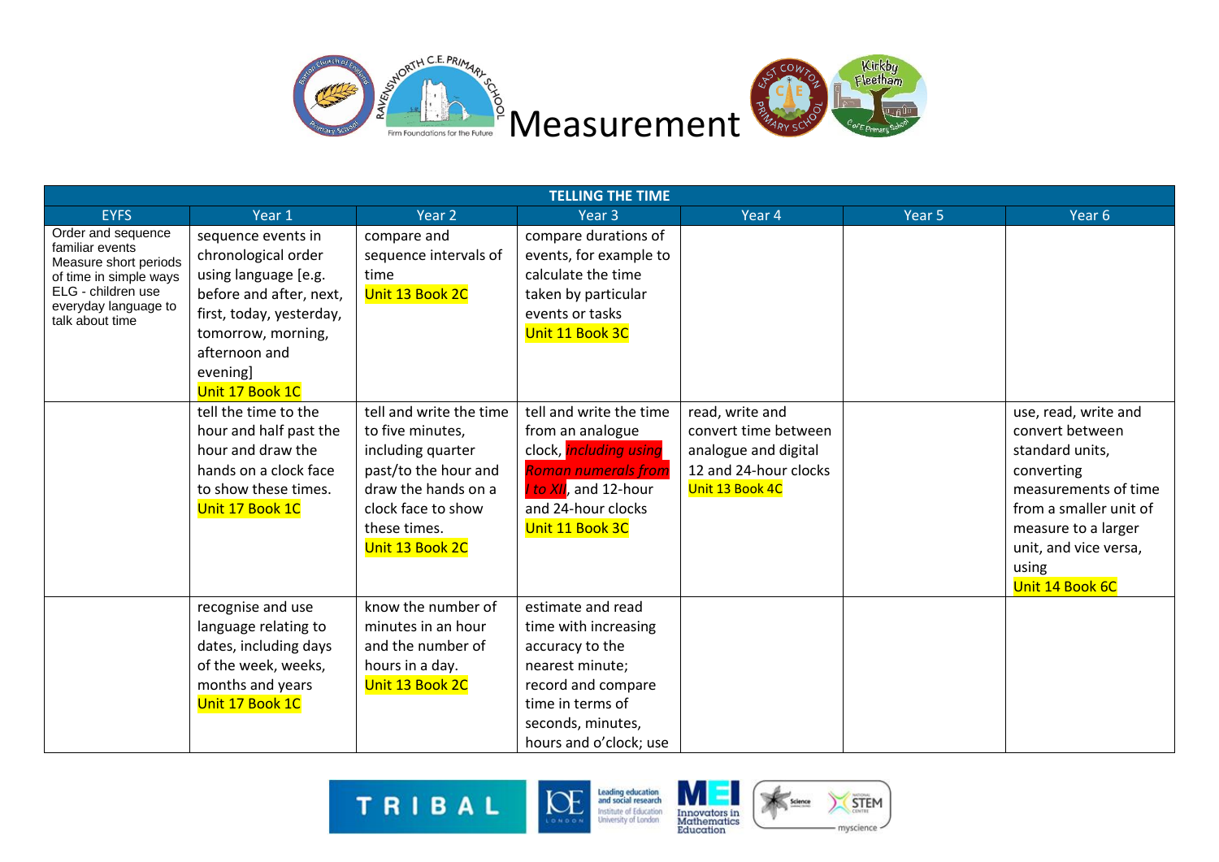# Measurement

| TELLING THE TIME | | | | | | |
|---|---|---|---|---|---|---|
| EYFS | Year 1 | Year 2 | Year 3 | Year 4 | Year 5 | Year 6 |
| Order and sequence familiar events Measure short periods of time in simple ways ELG - children use everyday language to talk about time | sequence events in chronological order using language [e.g. before and after, next, first, today, yesterday, tomorrow, morning, afternoon and evening] Unit 17 Book 1C | compare and sequence intervals of time Unit 13 Book 2C | compare durations of events, for example to calculate the time taken by particular events or tasks Unit 11 Book 3C | | | |
| | tell the time to the hour and half past the hour and draw the hands on a clock face to show these times. Unit 17 Book 1C | tell and write the time to five minutes, including quarter past/to the hour and draw the hands on a clock face to show these times. Unit 13 Book 2C | tell and write the time from an analogue clock, *including using Roman numerals from I to XII*, and 12-hour and 24-hour clocks Unit 11 Book 3C | read, write and convert time between analogue and digital 12 and 24-hour clocks Unit 13 Book 4C | | use, read, write and convert between standard units, converting measurements of time from a smaller unit of measure to a larger unit, and vice versa, using Unit 14 Book 6C |
| | recognise and use language relating to dates, including days of the week, weeks, months and years Unit 17 Book 1C | know the number of minutes in an hour and the number of hours in a day. Unit 13 Book 2C | estimate and read time with increasing accuracy to the nearest minute; record and compare time in terms of seconds, minutes, hours and o'clock; use | | | |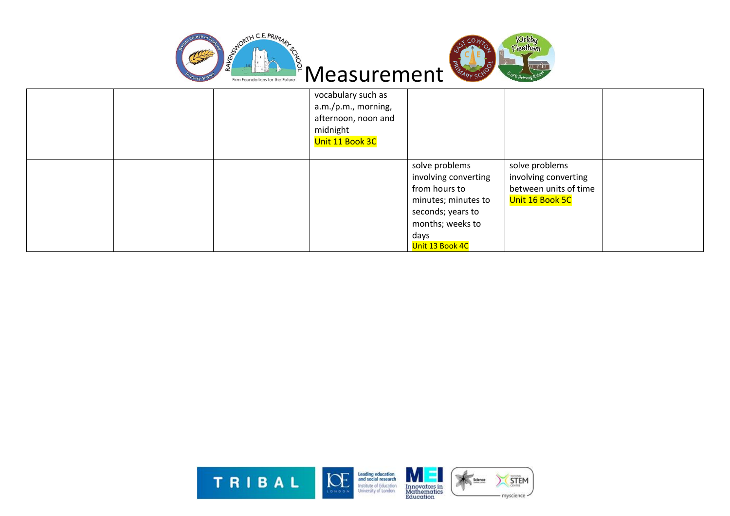# Measurement

| | | | | | | |
|---|---|---|---|---|---|---|
| | | | vocabulary such as a.m./p.m., morning, afternoon, noon and midnight Unit 11 Book 3C | | | |
| | | | | solve problems involving converting from hours to minutes; minutes to seconds; years to months; weeks to days Unit 13 Book 4C | solve problems involving converting between units of time Unit 16 Book 5C | |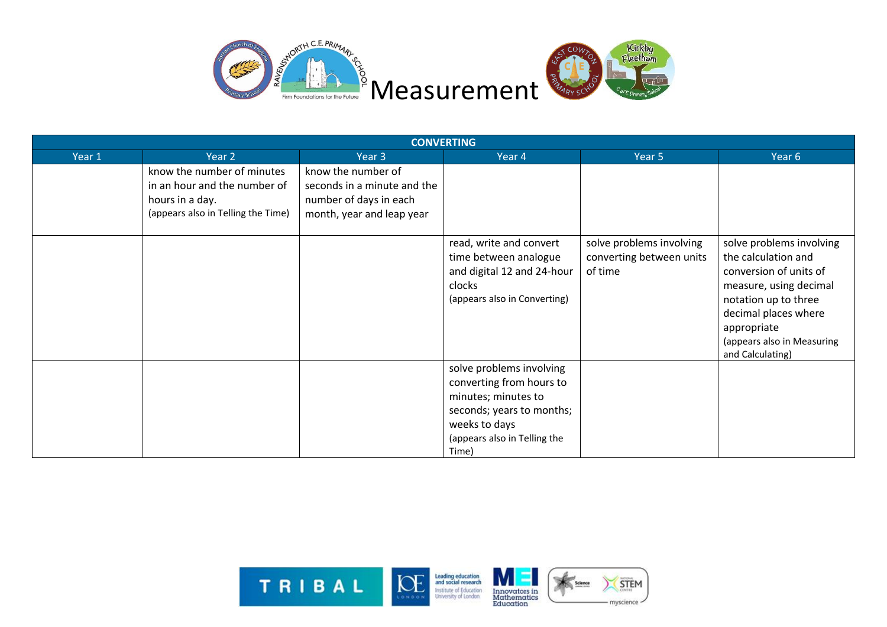# Measurement

| CONVERTING | | | | | |
|---|---|---|---|---|---|
| Year 1 | Year 2 | Year 3 | Year 4 | Year 5 | Year 6 |
| | know the number of minutes in an hour and the number of hours in a day. (appears also in Telling the Time) | know the number of seconds in a minute and the number of days in each month, year and leap year | | | |
| | | | read, write and convert time between analogue and digital 12 and 24-hour clocks (appears also in Converting) | solve problems involving converting between units of time | solve problems involving the calculation and conversion of units of measure, using decimal notation up to three decimal places where appropriate (appears also in Measuring and Calculating) |
| | | | solve problems involving converting from hours to minutes; minutes to seconds; years to months; weeks to days (appears also in Telling the Time) | | |